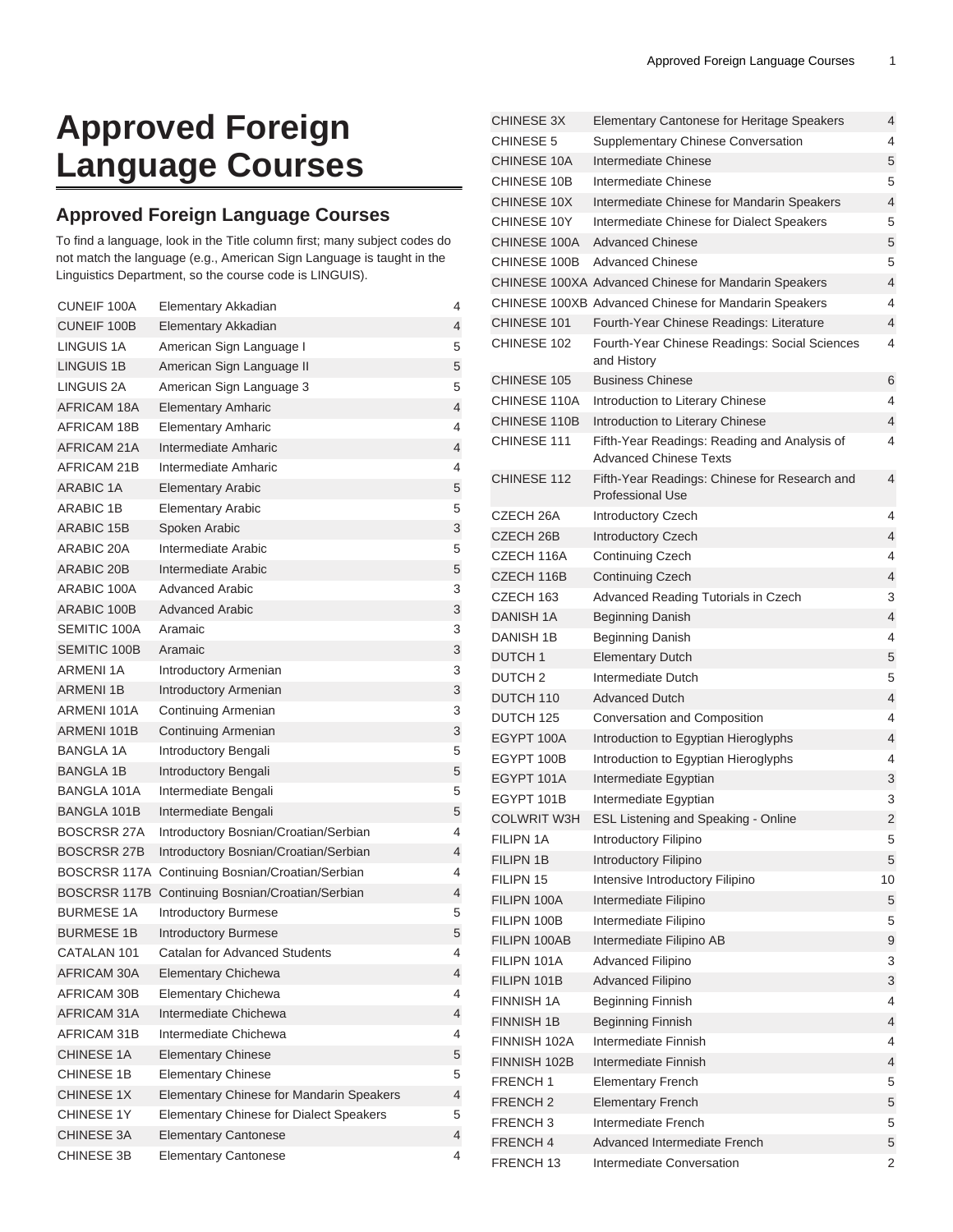# Approved Foreign Language Courses

## Approved Foreign Language Courses

To find a language, look in the Title column first; many subject codes do not match the language (e.g., American Sign Language is taught in the Linguistics Department, so the course code is LINGUIS).

| | | |
|---|---|---|
| CUNEIF 100A | Elementary Akkadian | 4 |
| CUNEIF 100B | Elementary Akkadian | 4 |
| LINGUIS 1A | American Sign Language I | 5 |
| LINGUIS 1B | American Sign Language II | 5 |
| LINGUIS 2A | American Sign Language 3 | 5 |
| AFRICAM 18A | Elementary Amharic | 4 |
| AFRICAM 18B | Elementary Amharic | 4 |
| AFRICAM 21A | Intermediate Amharic | 4 |
| AFRICAM 21B | Intermediate Amharic | 4 |
| ARABIC 1A | Elementary Arabic | 5 |
| ARABIC 1B | Elementary Arabic | 5 |
| ARABIC 15B | Spoken Arabic | 3 |
| ARABIC 20A | Intermediate Arabic | 5 |
| ARABIC 20B | Intermediate Arabic | 5 |
| ARABIC 100A | Advanced Arabic | 3 |
| ARABIC 100B | Advanced Arabic | 3 |
| SEMITIC 100A | Aramaic | 3 |
| SEMITIC 100B | Aramaic | 3 |
| ARMENI 1A | Introductory Armenian | 3 |
| ARMENI 1B | Introductory Armenian | 3 |
| ARMENI 101A | Continuing Armenian | 3 |
| ARMENI 101B | Continuing Armenian | 3 |
| BANGLA 1A | Introductory Bengali | 5 |
| BANGLA 1B | Introductory Bengali | 5 |
| BANGLA 101A | Intermediate Bengali | 5 |
| BANGLA 101B | Intermediate Bengali | 5 |
| BOSCRSR 27A | Introductory Bosnian/Croatian/Serbian | 4 |
| BOSCRSR 27B | Introductory Bosnian/Croatian/Serbian | 4 |
| BOSCRSR 117A | Continuing Bosnian/Croatian/Serbian | 4 |
| BOSCRSR 117B | Continuing Bosnian/Croatian/Serbian | 4 |
| BURMESE 1A | Introductory Burmese | 5 |
| BURMESE 1B | Introductory Burmese | 5 |
| CATALAN 101 | Catalan for Advanced Students | 4 |
| AFRICAM 30A | Elementary Chichewa | 4 |
| AFRICAM 30B | Elementary Chichewa | 4 |
| AFRICAM 31A | Intermediate Chichewa | 4 |
| AFRICAM 31B | Intermediate Chichewa | 4 |
| CHINESE 1A | Elementary Chinese | 5 |
| CHINESE 1B | Elementary Chinese | 5 |
| CHINESE 1X | Elementary Chinese for Mandarin Speakers | 4 |
| CHINESE 1Y | Elementary Chinese for Dialect Speakers | 5 |
| CHINESE 3A | Elementary Cantonese | 4 |
| CHINESE 3B | Elementary Cantonese | 4 |
| CHINESE 3X | Elementary Cantonese for Heritage Speakers | 4 |
| CHINESE 5 | Supplementary Chinese Conversation | 4 |
| CHINESE 10A | Intermediate Chinese | 5 |
| CHINESE 10B | Intermediate Chinese | 5 |
| CHINESE 10X | Intermediate Chinese for Mandarin Speakers | 4 |
| CHINESE 10Y | Intermediate Chinese for Dialect Speakers | 5 |
| CHINESE 100A | Advanced Chinese | 5 |
| CHINESE 100B | Advanced Chinese | 5 |
| CHINESE 100XA | Advanced Chinese for Mandarin Speakers | 4 |
| CHINESE 100XB | Advanced Chinese for Mandarin Speakers | 4 |
| CHINESE 101 | Fourth-Year Chinese Readings: Literature | 4 |
| CHINESE 102 | Fourth-Year Chinese Readings: Social Sciences and History | 4 |
| CHINESE 105 | Business Chinese | 6 |
| CHINESE 110A | Introduction to Literary Chinese | 4 |
| CHINESE 110B | Introduction to Literary Chinese | 4 |
| CHINESE 111 | Fifth-Year Readings: Reading and Analysis of Advanced Chinese Texts | 4 |
| CHINESE 112 | Fifth-Year Readings: Chinese for Research and Professional Use | 4 |
| CZECH 26A | Introductory Czech | 4 |
| CZECH 26B | Introductory Czech | 4 |
| CZECH 116A | Continuing Czech | 4 |
| CZECH 116B | Continuing Czech | 4 |
| CZECH 163 | Advanced Reading Tutorials in Czech | 3 |
| DANISH 1A | Beginning Danish | 4 |
| DANISH 1B | Beginning Danish | 4 |
| DUTCH 1 | Elementary Dutch | 5 |
| DUTCH 2 | Intermediate Dutch | 5 |
| DUTCH 110 | Advanced Dutch | 4 |
| DUTCH 125 | Conversation and Composition | 4 |
| EGYPT 100A | Introduction to Egyptian Hieroglyphs | 4 |
| EGYPT 100B | Introduction to Egyptian Hieroglyphs | 4 |
| EGYPT 101A | Intermediate Egyptian | 3 |
| EGYPT 101B | Intermediate Egyptian | 3 |
| COLWRIT W3H | ESL Listening and Speaking - Online | 2 |
| FILIPN 1A | Introductory Filipino | 5 |
| FILIPN 1B | Introductory Filipino | 5 |
| FILIPN 15 | Intensive Introductory Filipino | 10 |
| FILIPN 100A | Intermediate Filipino | 5 |
| FILIPN 100B | Intermediate Filipino | 5 |
| FILIPN 100AB | Intermediate Filipino AB | 9 |
| FILIPN 101A | Advanced Filipino | 3 |
| FILIPN 101B | Advanced Filipino | 3 |
| FINNISH 1A | Beginning Finnish | 4 |
| FINNISH 1B | Beginning Finnish | 4 |
| FINNISH 102A | Intermediate Finnish | 4 |
| FINNISH 102B | Intermediate Finnish | 4 |
| FRENCH 1 | Elementary French | 5 |
| FRENCH 2 | Elementary French | 5 |
| FRENCH 3 | Intermediate French | 5 |
| FRENCH 4 | Advanced Intermediate French | 5 |
| FRENCH 13 | Intermediate Conversation | 2 |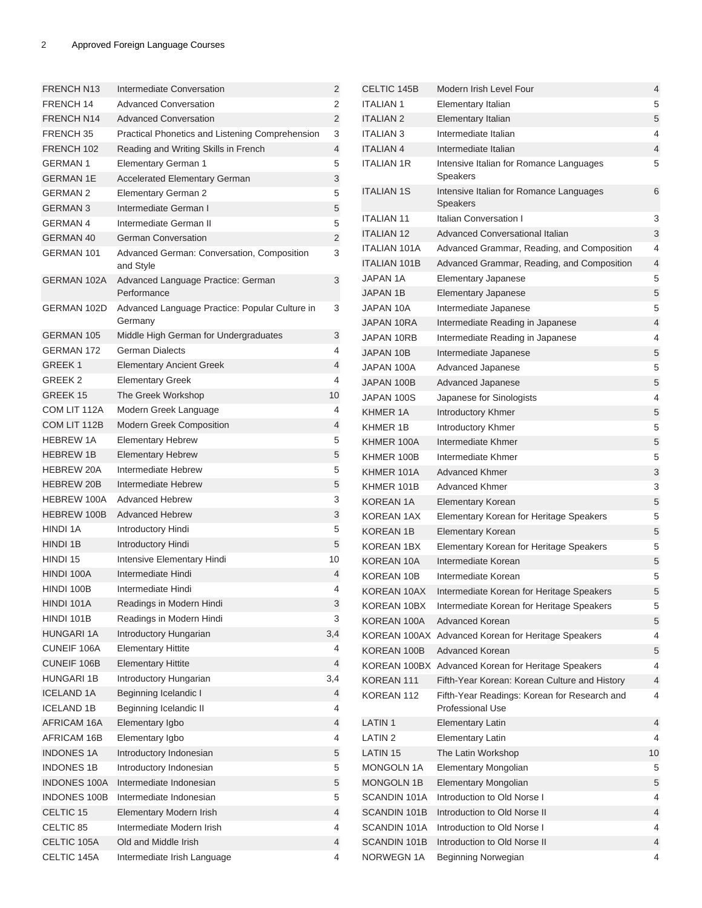| | | |
|---|---|---|
| FRENCH N13 | Intermediate Conversation | 2 |
| FRENCH 14 | Advanced Conversation | 2 |
| FRENCH N14 | Advanced Conversation | 2 |
| FRENCH 35 | Practical Phonetics and Listening Comprehension | 3 |
| FRENCH 102 | Reading and Writing Skills in French | 4 |
| GERMAN 1 | Elementary German 1 | 5 |
| GERMAN 1E | Accelerated Elementary German | 3 |
| GERMAN 2 | Elementary German 2 | 5 |
| GERMAN 3 | Intermediate German I | 5 |
| GERMAN 4 | Intermediate German II | 5 |
| GERMAN 40 | German Conversation | 2 |
| GERMAN 101 | Advanced German: Conversation, Composition and Style | 3 |
| GERMAN 102A | Advanced Language Practice: German Performance | 3 |
| GERMAN 102D | Advanced Language Practice: Popular Culture in Germany | 3 |
| GERMAN 105 | Middle High German for Undergraduates | 3 |
| GERMAN 172 | German Dialects | 4 |
| GREEK 1 | Elementary Ancient Greek | 4 |
| GREEK 2 | Elementary Greek | 4 |
| GREEK 15 | The Greek Workshop | 10 |
| COM LIT 112A | Modern Greek Language | 4 |
| COM LIT 112B | Modern Greek Composition | 4 |
| HEBREW 1A | Elementary Hebrew | 5 |
| HEBREW 1B | Elementary Hebrew | 5 |
| HEBREW 20A | Intermediate Hebrew | 5 |
| HEBREW 20B | Intermediate Hebrew | 5 |
| HEBREW 100A | Advanced Hebrew | 3 |
| HEBREW 100B | Advanced Hebrew | 3 |
| HINDI 1A | Introductory Hindi | 5 |
| HINDI 1B | Introductory Hindi | 5 |
| HINDI 15 | Intensive Elementary Hindi | 10 |
| HINDI 100A | Intermediate Hindi | 4 |
| HINDI 100B | Intermediate Hindi | 4 |
| HINDI 101A | Readings in Modern Hindi | 3 |
| HINDI 101B | Readings in Modern Hindi | 3 |
| HUNGARI 1A | Introductory Hungarian | 3,4 |
| CUNEIF 106A | Elementary Hittite | 4 |
| CUNEIF 106B | Elementary Hittite | 4 |
| HUNGARI 1B | Introductory Hungarian | 3,4 |
| ICELAND 1A | Beginning Icelandic I | 4 |
| ICELAND 1B | Beginning Icelandic II | 4 |
| AFRICAM 16A | Elementary Igbo | 4 |
| AFRICAM 16B | Elementary Igbo | 4 |
| INDONES 1A | Introductory Indonesian | 5 |
| INDONES 1B | Introductory Indonesian | 5 |
| INDONES 100A | Intermediate Indonesian | 5 |
| INDONES 100B | Intermediate Indonesian | 5 |
| CELTIC 15 | Elementary Modern Irish | 4 |
| CELTIC 85 | Intermediate Modern Irish | 4 |
| CELTIC 105A | Old and Middle Irish | 4 |
| CELTIC 145A | Intermediate Irish Language | 4 |
| CELTIC 145B | Modern Irish Level Four | 4 |
| ITALIAN 1 | Elementary Italian | 5 |
| ITALIAN 2 | Elementary Italian | 5 |
| ITALIAN 3 | Intermediate Italian | 4 |
| ITALIAN 4 | Intermediate Italian | 4 |
| ITALIAN 1R | Intensive Italian for Romance Languages Speakers | 5 |
| ITALIAN 1S | Intensive Italian for Romance Languages Speakers | 6 |
| ITALIAN 11 | Italian Conversation I | 3 |
| ITALIAN 12 | Advanced Conversational Italian | 3 |
| ITALIAN 101A | Advanced Grammar, Reading, and Composition | 4 |
| ITALIAN 101B | Advanced Grammar, Reading, and Composition | 4 |
| JAPAN 1A | Elementary Japanese | 5 |
| JAPAN 1B | Elementary Japanese | 5 |
| JAPAN 10A | Intermediate Japanese | 5 |
| JAPAN 10RA | Intermediate Reading in Japanese | 4 |
| JAPAN 10RB | Intermediate Reading in Japanese | 4 |
| JAPAN 10B | Intermediate Japanese | 5 |
| JAPAN 100A | Advanced Japanese | 5 |
| JAPAN 100B | Advanced Japanese | 5 |
| JAPAN 100S | Japanese for Sinologists | 4 |
| KHMER 1A | Introductory Khmer | 5 |
| KHMER 1B | Introductory Khmer | 5 |
| KHMER 100A | Intermediate Khmer | 5 |
| KHMER 100B | Intermediate Khmer | 5 |
| KHMER 101A | Advanced Khmer | 3 |
| KHMER 101B | Advanced Khmer | 3 |
| KOREAN 1A | Elementary Korean | 5 |
| KOREAN 1AX | Elementary Korean for Heritage Speakers | 5 |
| KOREAN 1B | Elementary Korean | 5 |
| KOREAN 1BX | Elementary Korean for Heritage Speakers | 5 |
| KOREAN 10A | Intermediate Korean | 5 |
| KOREAN 10B | Intermediate Korean | 5 |
| KOREAN 10AX | Intermediate Korean for Heritage Speakers | 5 |
| KOREAN 10BX | Intermediate Korean for Heritage Speakers | 5 |
| KOREAN 100A | Advanced Korean | 5 |
| KOREAN 100AX | Advanced Korean for Heritage Speakers | 4 |
| KOREAN 100B | Advanced Korean | 5 |
| KOREAN 100BX | Advanced Korean for Heritage Speakers | 4 |
| KOREAN 111 | Fifth-Year Korean: Korean Culture and History | 4 |
| KOREAN 112 | Fifth-Year Readings: Korean for Research and Professional Use | 4 |
| LATIN 1 | Elementary Latin | 4 |
| LATIN 2 | Elementary Latin | 4 |
| LATIN 15 | The Latin Workshop | 10 |
| MONGOLN 1A | Elementary Mongolian | 5 |
| MONGOLN 1B | Elementary Mongolian | 5 |
| SCANDIN 101A | Introduction to Old Norse I | 4 |
| SCANDIN 101B | Introduction to Old Norse II | 4 |
| SCANDIN 101A | Introduction to Old Norse I | 4 |
| SCANDIN 101B | Introduction to Old Norse II | 4 |
| NORWEGN 1A | Beginning Norwegian | 4 |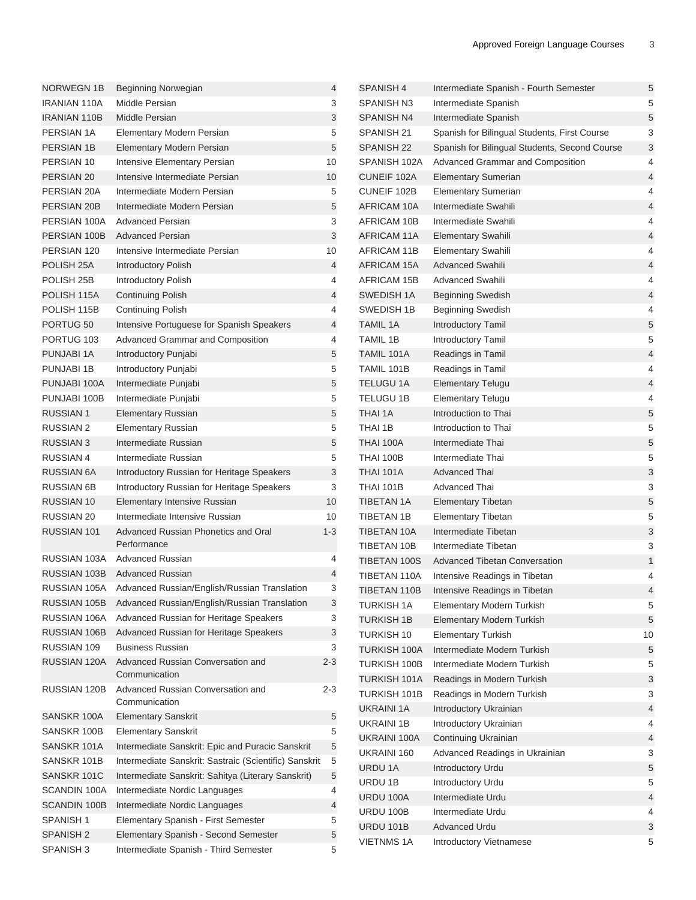| | | |
|---|---|---|
| NORWEGN 1B | Beginning Norwegian | 4 |
| IRANIAN 110A | Middle Persian | 3 |
| IRANIAN 110B | Middle Persian | 3 |
| PERSIAN 1A | Elementary Modern Persian | 5 |
| PERSIAN 1B | Elementary Modern Persian | 5 |
| PERSIAN 10 | Intensive Elementary Persian | 10 |
| PERSIAN 20 | Intensive Intermediate Persian | 10 |
| PERSIAN 20A | Intermediate Modern Persian | 5 |
| PERSIAN 20B | Intermediate Modern Persian | 5 |
| PERSIAN 100A | Advanced Persian | 3 |
| PERSIAN 100B | Advanced Persian | 3 |
| PERSIAN 120 | Intensive Intermediate Persian | 10 |
| POLISH 25A | Introductory Polish | 4 |
| POLISH 25B | Introductory Polish | 4 |
| POLISH 115A | Continuing Polish | 4 |
| POLISH 115B | Continuing Polish | 4 |
| PORTUG 50 | Intensive Portuguese for Spanish Speakers | 4 |
| PORTUG 103 | Advanced Grammar and Composition | 4 |
| PUNJABI 1A | Introductory Punjabi | 5 |
| PUNJABI 1B | Introductory Punjabi | 5 |
| PUNJABI 100A | Intermediate Punjabi | 5 |
| PUNJABI 100B | Intermediate Punjabi | 5 |
| RUSSIAN 1 | Elementary Russian | 5 |
| RUSSIAN 2 | Elementary Russian | 5 |
| RUSSIAN 3 | Intermediate Russian | 5 |
| RUSSIAN 4 | Intermediate Russian | 5 |
| RUSSIAN 6A | Introductory Russian for Heritage Speakers | 3 |
| RUSSIAN 6B | Introductory Russian for Heritage Speakers | 3 |
| RUSSIAN 10 | Elementary Intensive Russian | 10 |
| RUSSIAN 20 | Intermediate Intensive Russian | 10 |
| RUSSIAN 101 | Advanced Russian Phonetics and Oral Performance | 1-3 |
| RUSSIAN 103A | Advanced Russian | 4 |
| RUSSIAN 103B | Advanced Russian | 4 |
| RUSSIAN 105A | Advanced Russian/English/Russian Translation | 3 |
| RUSSIAN 105B | Advanced Russian/English/Russian Translation | 3 |
| RUSSIAN 106A | Advanced Russian for Heritage Speakers | 3 |
| RUSSIAN 106B | Advanced Russian for Heritage Speakers | 3 |
| RUSSIAN 109 | Business Russian | 3 |
| RUSSIAN 120A | Advanced Russian Conversation and Communication | 2-3 |
| RUSSIAN 120B | Advanced Russian Conversation and Communication | 2-3 |
| SANSKR 100A | Elementary Sanskrit | 5 |
| SANSKR 100B | Elementary Sanskrit | 5 |
| SANSKR 101A | Intermediate Sanskrit: Epic and Puracic Sanskrit | 5 |
| SANSKR 101B | Intermediate Sanskrit: Sastraic (Scientific) Sanskrit | 5 |
| SANSKR 101C | Intermediate Sanskrit: Sahitya (Literary Sanskrit) | 5 |
| SCANDIN 100A | Intermediate Nordic Languages | 4 |
| SCANDIN 100B | Intermediate Nordic Languages | 4 |
| SPANISH 1 | Elementary Spanish - First Semester | 5 |
| SPANISH 2 | Elementary Spanish - Second Semester | 5 |
| SPANISH 3 | Intermediate Spanish - Third Semester | 5 |
| SPANISH 4 | Intermediate Spanish - Fourth Semester | 5 |
| SPANISH N3 | Intermediate Spanish | 5 |
| SPANISH N4 | Intermediate Spanish | 5 |
| SPANISH 21 | Spanish for Bilingual Students, First Course | 3 |
| SPANISH 22 | Spanish for Bilingual Students, Second Course | 3 |
| SPANISH 102A | Advanced Grammar and Composition | 4 |
| CUNEIF 102A | Elementary Sumerian | 4 |
| CUNEIF 102B | Elementary Sumerian | 4 |
| AFRICAM 10A | Intermediate Swahili | 4 |
| AFRICAM 10B | Intermediate Swahili | 4 |
| AFRICAM 11A | Elementary Swahili | 4 |
| AFRICAM 11B | Elementary Swahili | 4 |
| AFRICAM 15A | Advanced Swahili | 4 |
| AFRICAM 15B | Advanced Swahili | 4 |
| SWEDISH 1A | Beginning Swedish | 4 |
| SWEDISH 1B | Beginning Swedish | 4 |
| TAMIL 1A | Introductory Tamil | 5 |
| TAMIL 1B | Introductory Tamil | 5 |
| TAMIL 101A | Readings in Tamil | 4 |
| TAMIL 101B | Readings in Tamil | 4 |
| TELUGU 1A | Elementary Telugu | 4 |
| TELUGU 1B | Elementary Telugu | 4 |
| THAI 1A | Introduction to Thai | 5 |
| THAI 1B | Introduction to Thai | 5 |
| THAI 100A | Intermediate Thai | 5 |
| THAI 100B | Intermediate Thai | 5 |
| THAI 101A | Advanced Thai | 3 |
| THAI 101B | Advanced Thai | 3 |
| TIBETAN 1A | Elementary Tibetan | 5 |
| TIBETAN 1B | Elementary Tibetan | 5 |
| TIBETAN 10A | Intermediate Tibetan | 3 |
| TIBETAN 10B | Intermediate Tibetan | 3 |
| TIBETAN 100S | Advanced Tibetan Conversation | 1 |
| TIBETAN 110A | Intensive Readings in Tibetan | 4 |
| TIBETAN 110B | Intensive Readings in Tibetan | 4 |
| TURKISH 1A | Elementary Modern Turkish | 5 |
| TURKISH 1B | Elementary Modern Turkish | 5 |
| TURKISH 10 | Elementary Turkish | 10 |
| TURKISH 100A | Intermediate Modern Turkish | 5 |
| TURKISH 100B | Intermediate Modern Turkish | 5 |
| TURKISH 101A | Readings in Modern Turkish | 3 |
| TURKISH 101B | Readings in Modern Turkish | 3 |
| UKRAINI 1A | Introductory Ukrainian | 4 |
| UKRAINI 1B | Introductory Ukrainian | 4 |
| UKRAINI 100A | Continuing Ukrainian | 4 |
| UKRAINI 160 | Advanced Readings in Ukrainian | 3 |
| URDU 1A | Introductory Urdu | 5 |
| URDU 1B | Introductory Urdu | 5 |
| URDU 100A | Intermediate Urdu | 4 |
| URDU 100B | Intermediate Urdu | 4 |
| URDU 101B | Advanced Urdu | 3 |
| VIETNMS 1A | Introductory Vietnamese | 5 |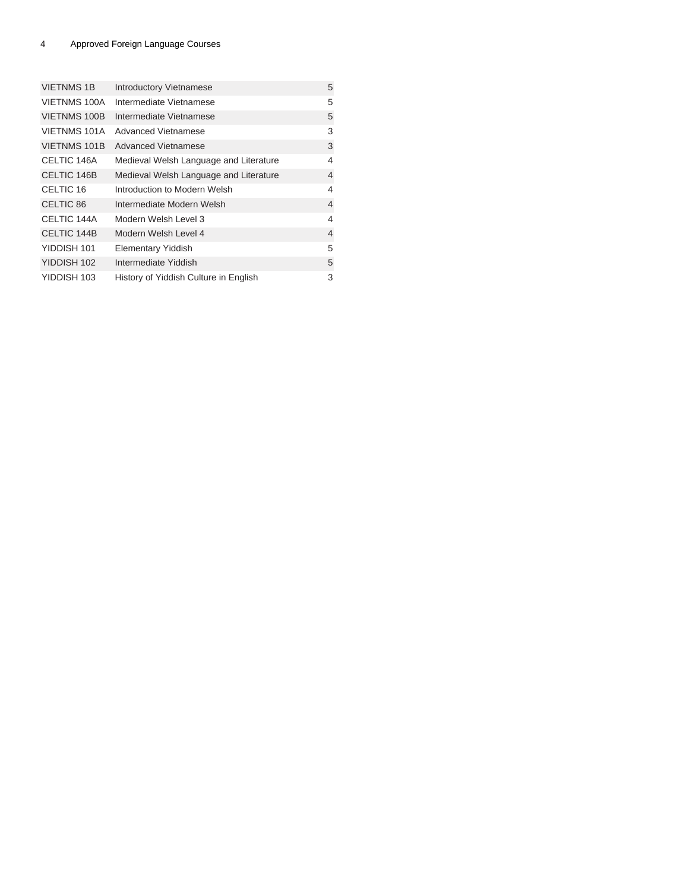| | | |
|---|---|---|
| VIETNMS 1B | Introductory Vietnamese | 5 |
| VIETNMS 100A | Intermediate Vietnamese | 5 |
| VIETNMS 100B | Intermediate Vietnamese | 5 |
| VIETNMS 101A | Advanced Vietnamese | 3 |
| VIETNMS 101B | Advanced Vietnamese | 3 |
| CELTIC 146A | Medieval Welsh Language and Literature | 4 |
| CELTIC 146B | Medieval Welsh Language and Literature | 4 |
| CELTIC 16 | Introduction to Modern Welsh | 4 |
| CELTIC 86 | Intermediate Modern Welsh | 4 |
| CELTIC 144A | Modern Welsh Level 3 | 4 |
| CELTIC 144B | Modern Welsh Level 4 | 4 |
| YIDDISH 101 | Elementary Yiddish | 5 |
| YIDDISH 102 | Intermediate Yiddish | 5 |
| YIDDISH 103 | History of Yiddish Culture in English | 3 |